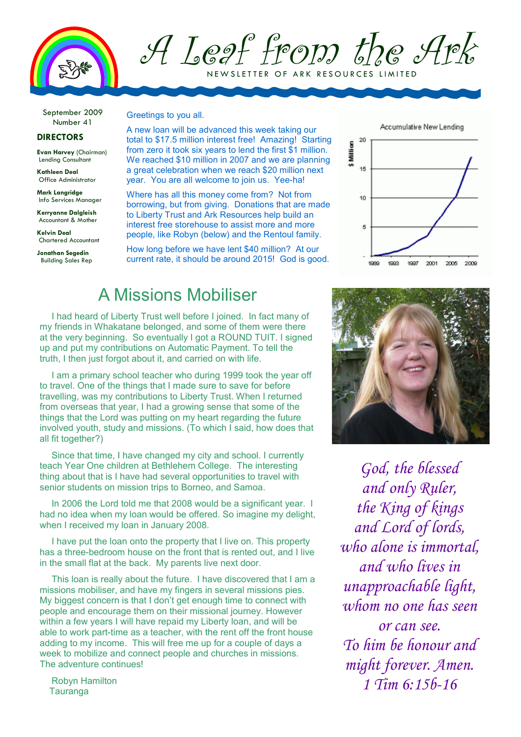# A Leaf from the Ark

NEWSLETTER OF ARK RESOURCES LIMITED

September 2009
Number 41

### DIRECTORS

**Evan Harvey** (Chairman)
Lending Consultant

**Kathleen Deal**
Office Administrator

**Mark Langridge**
Info Services Manager

**Kerryanne Dalgleish**
Accountant & Mother

**Kelvin Deal**
Chartered Accountant

**Jonathan Segedin**
Building Sales Rep

Greetings to you all.

A new loan will be advanced this week taking our total to $17.5 million interest free! Amazing! Starting from zero it took six years to lend the first $1 million. We reached $10 million in 2007 and we are planning a great celebration when we reach $20 million next year. You are all welcome to join us. Yee-ha!

Where has all this money come from? Not from borrowing, but from giving. Donations that are made to Liberty Trust and Ark Resources help build an interest free storehouse to assist more and more people, like Robyn (below) and the Rentoul family.

How long before we have lent $40 million? At our current rate, it should be around 2015! God is good.

Accumulative New Lending

## A Missions Mobiliser

I had heard of Liberty Trust well before I joined. In fact many of my friends in Whakatane belonged, and some of them were there at the very beginning. So eventually I got a ROUND TUIT. I signed up and put my contributions on Automatic Payment. To tell the truth, I then just forgot about it, and carried on with life.

I am a primary school teacher who during 1999 took the year off to travel. One of the things that I made sure to save for before travelling, was my contributions to Liberty Trust. When I returned from overseas that year, I had a growing sense that some of the things that the Lord was putting on my heart regarding the future involved youth, study and missions. (To which I said, how does that all fit together?)

Since that time, I have changed my city and school. I currently teach Year One children at Bethlehem College. The interesting thing about that is I have had several opportunities to travel with senior students on mission trips to Borneo, and Samoa.

In 2006 the Lord told me that 2008 would be a significant year. I had no idea when my loan would be offered. So imagine my delight, when I received my loan in January 2008.

I have put the loan onto the property that I live on. This property has a three-bedroom house on the front that is rented out, and I live in the small flat at the back. My parents live next door.

This loan is really about the future. I have discovered that I am a missions mobiliser, and have my fingers in several missions pies. My biggest concern is that I don't get enough time to connect with people and encourage them on their missional journey. However within a few years I will have repaid my Liberty loan, and will be able to work part-time as a teacher, with the rent off the front house adding to my income. This will free me up for a couple of days a week to mobilize and connect people and churches in missions. The adventure continues!

Robyn Hamilton
Tauranga

*God, the blessed and only Ruler, the King of kings and Lord of lords, who alone is immortal, and who lives in unapproachable light, whom no one has seen or can see. To him be honour and might forever. Amen.*
*1 Tim 6:15b-16*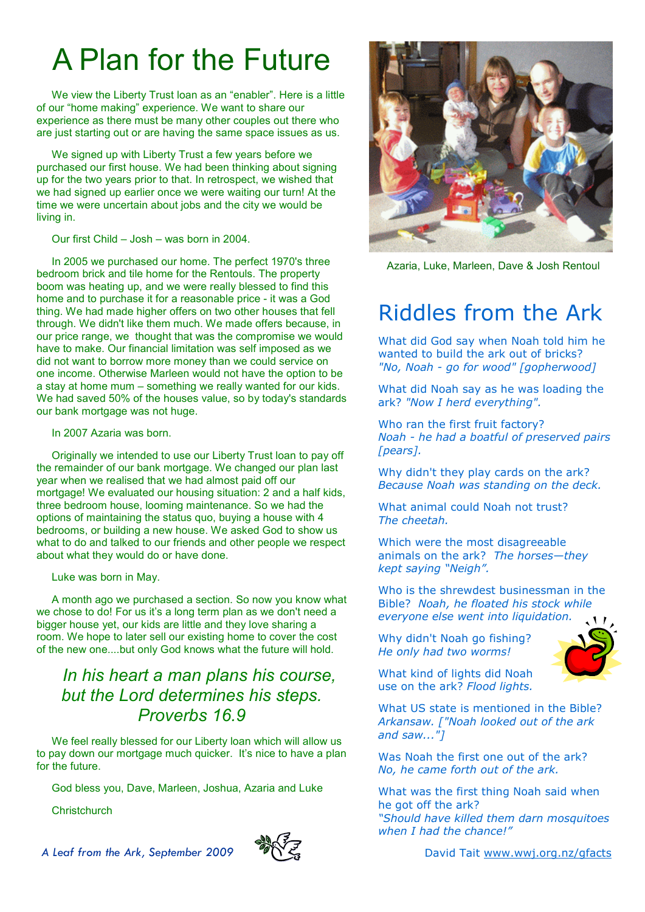# A Plan for the Future

We view the Liberty Trust loan as an "enabler". Here is a little of our "home making" experience. We want to share our experience as there must be many other couples out there who are just starting out or are having the same space issues as us.

We signed up with Liberty Trust a few years before we purchased our first house. We had been thinking about signing up for the two years prior to that. In retrospect, we wished that we had signed up earlier once we were waiting our turn! At the time we were uncertain about jobs and the city we would be living in.

Our first Child – Josh – was born in 2004.

In 2005 we purchased our home. The perfect 1970's three bedroom brick and tile home for the Rentouls. The property boom was heating up, and we were really blessed to find this home and to purchase it for a reasonable price - it was a God thing. We had made higher offers on two other houses that fell through. We didn't like them much. We made offers because, in our price range, we thought that was the compromise we would have to make. Our financial limitation was self imposed as we did not want to borrow more money than we could service on one income. Otherwise Marleen would not have the option to be a stay at home mum – something we really wanted for our kids. We had saved 50% of the houses value, so by today's standards our bank mortgage was not huge.

In 2007 Azaria was born.

Originally we intended to use our Liberty Trust loan to pay off the remainder of our bank mortgage. We changed our plan last year when we realised that we had almost paid off our mortgage! We evaluated our housing situation: 2 and a half kids, three bedroom house, looming maintenance. So we had the options of maintaining the status quo, buying a house with 4 bedrooms, or building a new house. We asked God to show us what to do and talked to our friends and other people we respect about what they would do or have done.

Luke was born in May.

A month ago we purchased a section. So now you know what we chose to do! For us it's a long term plan as we don't need a bigger house yet, our kids are little and they love sharing a room. We hope to later sell our existing home to cover the cost of the new one....but only God knows what the future will hold.

*In his heart a man plans his course,*
*but the Lord determines his steps.*
*Proverbs 16.9*

We feel really blessed for our Liberty loan which will allow us to pay down our mortgage much quicker. It's nice to have a plan for the future.

God bless you, Dave, Marleen, Joshua, Azaria and Luke

Christchurch

Azaria, Luke, Marleen, Dave & Josh Rentoul

# Riddles from the Ark

What did God say when Noah told him he wanted to build the ark out of bricks?
*"No, Noah - go for wood" [gopherwood]*

What did Noah say as he was loading the ark? *"Now I herd everything".*

Who ran the first fruit factory?
*Noah - he had a boatful of preserved pairs [pears].*

Why didn't they play cards on the ark?
*Because Noah was standing on the deck.*

What animal could Noah not trust?
*The cheetah.*

Which were the most disagreeable animals on the ark? *The horses—they kept saying "Neigh".*

Who is the shrewdest businessman in the Bible? *Noah, he floated his stock while everyone else went into liquidation.*

Why didn't Noah go fishing?
*He only had two worms!*

What kind of lights did Noah use on the ark? *Flood lights.*

What US state is mentioned in the Bible?
*Arkansaw. ["Noah looked out of the ark and saw..."]*

Was Noah the first one out of the ark?
*No, he came forth out of the ark.*

What was the first thing Noah said when he got off the ark?
*"Should have killed them darn mosquitoes when I had the chance!"*

David Tait www.wwj.org.nz/gfacts

*A Leaf from the Ark, September 2009*